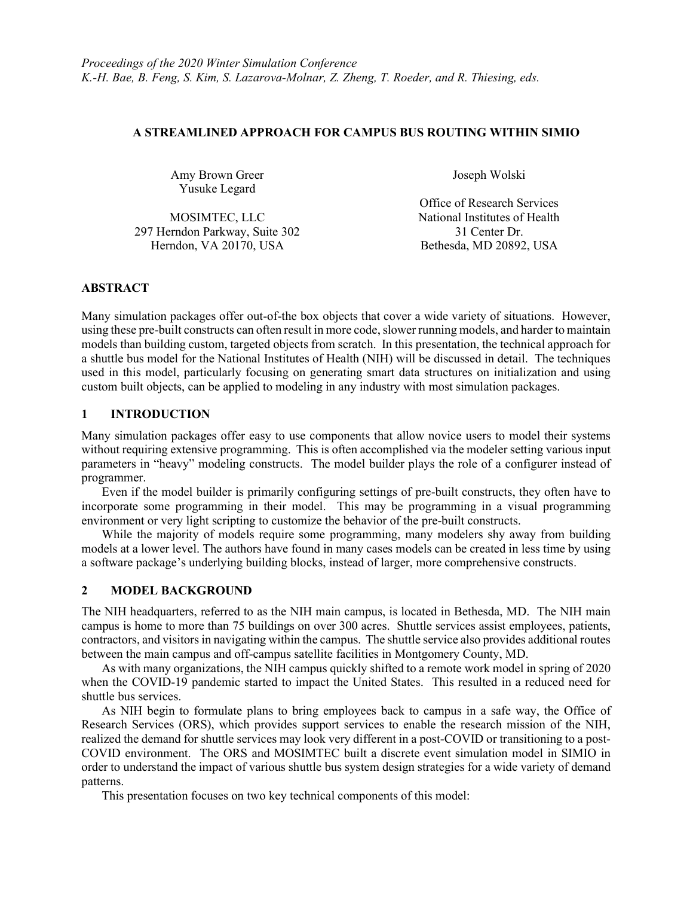*Proceedings of the 2020 Winter Simulation Conference*
*K.-H. Bae, B. Feng, S. Kim, S. Lazarova-Molnar, Z. Zheng, T. Roeder, and R. Thiesing, eds.*

# A STREAMLINED APPROACH FOR CAMPUS BUS ROUTING WITHIN SIMIO

Amy Brown Greer
Yusuke Legard

MOSIMTEC, LLC
297 Herndon Parkway, Suite 302
Herndon, VA 20170, USA

Joseph Wolski

Office of Research Services
National Institutes of Health
31 Center Dr.
Bethesda, MD 20892, USA

## ABSTRACT

Many simulation packages offer out-of-the box objects that cover a wide variety of situations. However, using these pre-built constructs can often result in more code, slower running models, and harder to maintain models than building custom, targeted objects from scratch. In this presentation, the technical approach for a shuttle bus model for the National Institutes of Health (NIH) will be discussed in detail. The techniques used in this model, particularly focusing on generating smart data structures on initialization and using custom built objects, can be applied to modeling in any industry with most simulation packages.

## 1 INTRODUCTION

Many simulation packages offer easy to use components that allow novice users to model their systems without requiring extensive programming. This is often accomplished via the modeler setting various input parameters in "heavy" modeling constructs. The model builder plays the role of a configurer instead of programmer.

Even if the model builder is primarily configuring settings of pre-built constructs, they often have to incorporate some programming in their model. This may be programming in a visual programming environment or very light scripting to customize the behavior of the pre-built constructs.

While the majority of models require some programming, many modelers shy away from building models at a lower level. The authors have found in many cases models can be created in less time by using a software package's underlying building blocks, instead of larger, more comprehensive constructs.

## 2 MODEL BACKGROUND

The NIH headquarters, referred to as the NIH main campus, is located in Bethesda, MD. The NIH main campus is home to more than 75 buildings on over 300 acres. Shuttle services assist employees, patients, contractors, and visitors in navigating within the campus. The shuttle service also provides additional routes between the main campus and off-campus satellite facilities in Montgomery County, MD.

As with many organizations, the NIH campus quickly shifted to a remote work model in spring of 2020 when the COVID-19 pandemic started to impact the United States. This resulted in a reduced need for shuttle bus services.

As NIH begin to formulate plans to bring employees back to campus in a safe way, the Office of Research Services (ORS), which provides support services to enable the research mission of the NIH, realized the demand for shuttle services may look very different in a post-COVID or transitioning to a post-COVID environment. The ORS and MOSIMTEC built a discrete event simulation model in SIMIO in order to understand the impact of various shuttle bus system design strategies for a wide variety of demand patterns.

This presentation focuses on two key technical components of this model: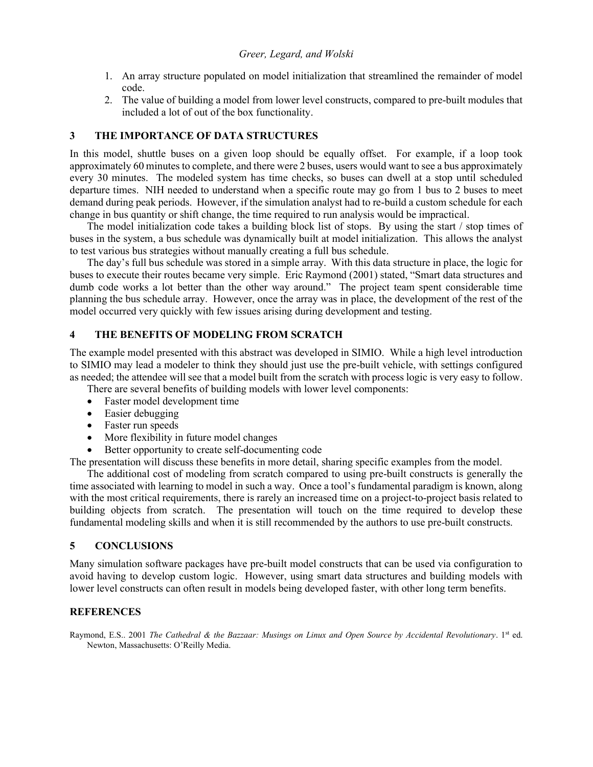1. An array structure populated on model initialization that streamlined the remainder of model code.
2. The value of building a model from lower level constructs, compared to pre-built modules that included a lot of out of the box functionality.

## 3 THE IMPORTANCE OF DATA STRUCTURES

In this model, shuttle buses on a given loop should be equally offset. For example, if a loop took approximately 60 minutes to complete, and there were 2 buses, users would want to see a bus approximately every 30 minutes. The modeled system has time checks, so buses can dwell at a stop until scheduled departure times. NIH needed to understand when a specific route may go from 1 bus to 2 buses to meet demand during peak periods. However, if the simulation analyst had to re-build a custom schedule for each change in bus quantity or shift change, the time required to run analysis would be impractical.

The model initialization code takes a building block list of stops. By using the start / stop times of buses in the system, a bus schedule was dynamically built at model initialization. This allows the analyst to test various bus strategies without manually creating a full bus schedule.

The day's full bus schedule was stored in a simple array. With this data structure in place, the logic for buses to execute their routes became very simple. Eric Raymond (2001) stated, "Smart data structures and dumb code works a lot better than the other way around." The project team spent considerable time planning the bus schedule array. However, once the array was in place, the development of the rest of the model occurred very quickly with few issues arising during development and testing.

## 4 THE BENEFITS OF MODELING FROM SCRATCH

The example model presented with this abstract was developed in SIMIO. While a high level introduction to SIMIO may lead a modeler to think they should just use the pre-built vehicle, with settings configured as needed; the attendee will see that a model built from the scratch with process logic is very easy to follow.

There are several benefits of building models with lower level components:

- Faster model development time
- Easier debugging
- Faster run speeds
- More flexibility in future model changes
- Better opportunity to create self-documenting code

The presentation will discuss these benefits in more detail, sharing specific examples from the model.

The additional cost of modeling from scratch compared to using pre-built constructs is generally the time associated with learning to model in such a way. Once a tool's fundamental paradigm is known, along with the most critical requirements, there is rarely an increased time on a project-to-project basis related to building objects from scratch. The presentation will touch on the time required to develop these fundamental modeling skills and when it is still recommended by the authors to use pre-built constructs.

## 5 CONCLUSIONS

Many simulation software packages have pre-built model constructs that can be used via configuration to avoid having to develop custom logic. However, using smart data structures and building models with lower level constructs can often result in models being developed faster, with other long term benefits.

## REFERENCES

Raymond, E.S.. 2001 *The Cathedral & the Bazzaar: Musings on Linux and Open Source by Accidental Revolutionary*. 1st ed. Newton, Massachusetts: O'Reilly Media.